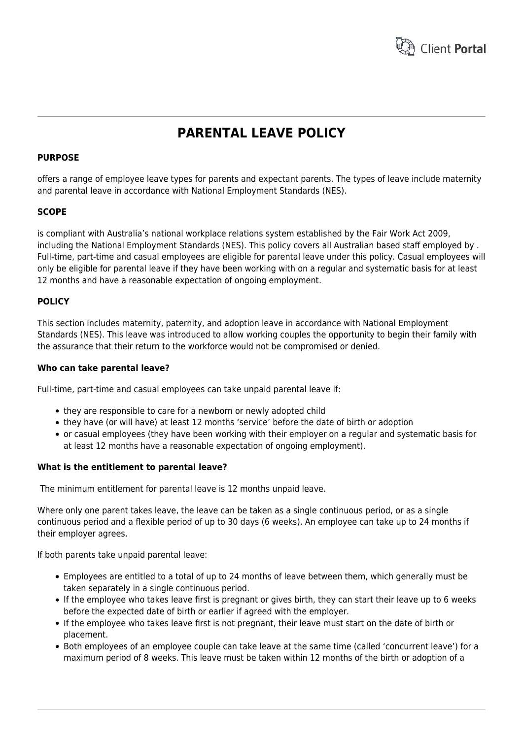# PARENTAL LEAVE POLICY

**PURPOSE**

offers a range of employee leave types for parents and expectant parents. The types of leave include maternity and parental leave in accordance with National Employment Standards (NES).

**SCOPE**

is compliant with Australia's national workplace relations system established by the Fair Work Act 2009, including the National Employment Standards (NES). This policy covers all Australian based staff employed by . Full-time, part-time and casual employees are eligible for parental leave under this policy. Casual employees will only be eligible for parental leave if they have been working with on a regular and systematic basis for at least 12 months and have a reasonable expectation of ongoing employment.

**POLICY**

This section includes maternity, paternity, and adoption leave in accordance with National Employment Standards (NES). This leave was introduced to allow working couples the opportunity to begin their family with the assurance that their return to the workforce would not be compromised or denied.

**Who can take parental leave?**

Full-time, part-time and casual employees can take unpaid parental leave if:

- they are responsible to care for a newborn or newly adopted child
- they have (or will have) at least 12 months 'service' before the date of birth or adoption
- or casual employees (they have been working with their employer on a regular and systematic basis for at least 12 months have a reasonable expectation of ongoing employment).

**What is the entitlement to parental leave?**

The minimum entitlement for parental leave is 12 months unpaid leave.

Where only one parent takes leave, the leave can be taken as a single continuous period, or as a single continuous period and a flexible period of up to 30 days (6 weeks). An employee can take up to 24 months if their employer agrees.

If both parents take unpaid parental leave:

- Employees are entitled to a total of up to 24 months of leave between them, which generally must be taken separately in a single continuous period.
- If the employee who takes leave first is pregnant or gives birth, they can start their leave up to 6 weeks before the expected date of birth or earlier if agreed with the employer.
- If the employee who takes leave first is not pregnant, their leave must start on the date of birth or placement.
- Both employees of an employee couple can take leave at the same time (called 'concurrent leave') for a maximum period of 8 weeks. This leave must be taken within 12 months of the birth or adoption of a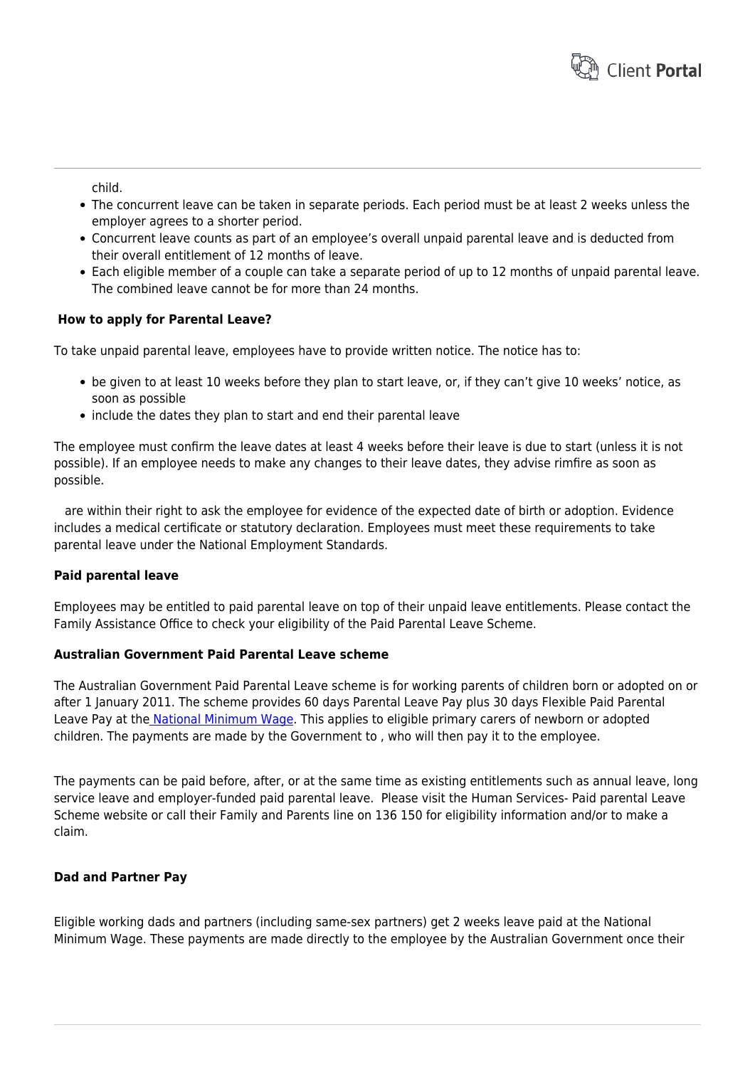child.
- The concurrent leave can be taken in separate periods. Each period must be at least 2 weeks unless the employer agrees to a shorter period.
- Concurrent leave counts as part of an employee's overall unpaid parental leave and is deducted from their overall entitlement of 12 months of leave.
- Each eligible member of a couple can take a separate period of up to 12 months of unpaid parental leave. The combined leave cannot be for more than 24 months.

**How to apply for Parental Leave?**

To take unpaid parental leave, employees have to provide written notice. The notice has to:

- be given to at least 10 weeks before they plan to start leave, or, if they can't give 10 weeks' notice, as soon as possible
- include the dates they plan to start and end their parental leave

The employee must confirm the leave dates at least 4 weeks before their leave is due to start (unless it is not possible). If an employee needs to make any changes to their leave dates, they advise rimfire as soon as possible.

are within their right to ask the employee for evidence of the expected date of birth or adoption. Evidence includes a medical certificate or statutory declaration. Employees must meet these requirements to take parental leave under the National Employment Standards.

**Paid parental leave**

Employees may be entitled to paid parental leave on top of their unpaid leave entitlements. Please contact the Family Assistance Office to check your eligibility of the Paid Parental Leave Scheme.

**Australian Government Paid Parental Leave scheme**

The Australian Government Paid Parental Leave scheme is for working parents of children born or adopted on or after 1 January 2011. The scheme provides 60 days Parental Leave Pay plus 30 days Flexible Paid Parental Leave Pay at the [National Minimum Wage](). This applies to eligible primary carers of newborn or adopted children. The payments are made by the Government to , who will then pay it to the employee.

The payments can be paid before, after, or at the same time as existing entitlements such as annual leave, long service leave and employer-funded paid parental leave. Please visit the Human Services- Paid parental Leave Scheme website or call their Family and Parents line on 136 150 for eligibility information and/or to make a claim.

**Dad and Partner Pay**

Eligible working dads and partners (including same-sex partners) get 2 weeks leave paid at the National Minimum Wage. These payments are made directly to the employee by the Australian Government once their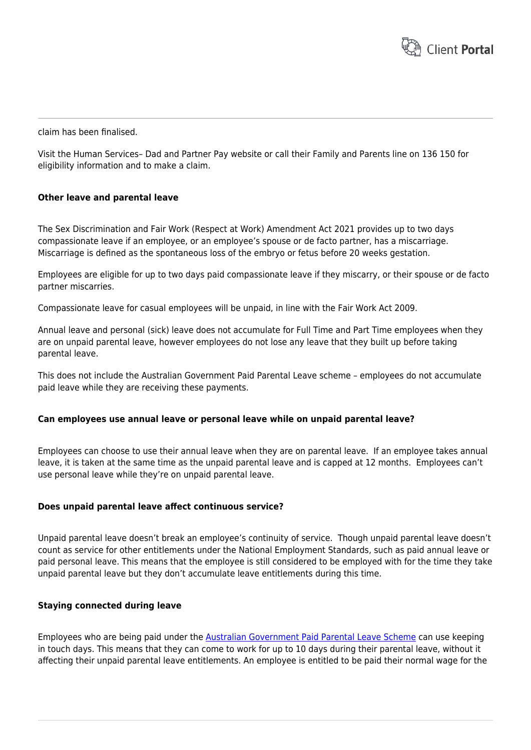claim has been finalised.

Visit the Human Services– Dad and Partner Pay website or call their Family and Parents line on 136 150 for eligibility information and to make a claim.

**Other leave and parental leave**

The Sex Discrimination and Fair Work (Respect at Work) Amendment Act 2021 provides up to two days compassionate leave if an employee, or an employee's spouse or de facto partner, has a miscarriage. Miscarriage is defined as the spontaneous loss of the embryo or fetus before 20 weeks gestation.

Employees are eligible for up to two days paid compassionate leave if they miscarry, or their spouse or de facto partner miscarries.

Compassionate leave for casual employees will be unpaid, in line with the Fair Work Act 2009.

Annual leave and personal (sick) leave does not accumulate for Full Time and Part Time employees when they are on unpaid parental leave, however employees do not lose any leave that they built up before taking parental leave.

This does not include the Australian Government Paid Parental Leave scheme – employees do not accumulate paid leave while they are receiving these payments.

**Can employees use annual leave or personal leave while on unpaid parental leave?**

Employees can choose to use their annual leave when they are on parental leave. If an employee takes annual leave, it is taken at the same time as the unpaid parental leave and is capped at 12 months. Employees can't use personal leave while they're on unpaid parental leave.

**Does unpaid parental leave affect continuous service?**

Unpaid parental leave doesn't break an employee's continuity of service. Though unpaid parental leave doesn't count as service for other entitlements under the National Employment Standards, such as paid annual leave or paid personal leave. This means that the employee is still considered to be employed with for the time they take unpaid parental leave but they don't accumulate leave entitlements during this time.

**Staying connected during leave**

Employees who are being paid under the [Australian Government Paid Parental Leave Scheme]() can use keeping in touch days. This means that they can come to work for up to 10 days during their parental leave, without it affecting their unpaid parental leave entitlements. An employee is entitled to be paid their normal wage for the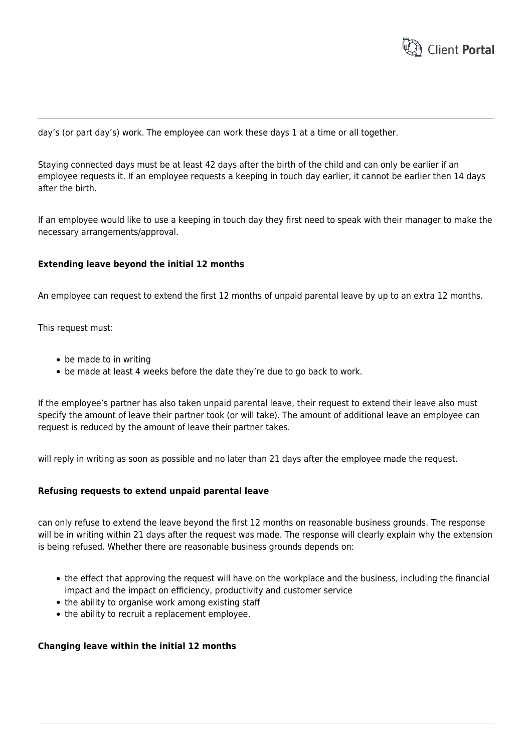day's (or part day's) work. The employee can work these days 1 at a time or all together.

Staying connected days must be at least 42 days after the birth of the child and can only be earlier if an employee requests it. If an employee requests a keeping in touch day earlier, it cannot be earlier then 14 days after the birth.

If an employee would like to use a keeping in touch day they first need to speak with their manager to make the necessary arrangements/approval.

**Extending leave beyond the initial 12 months**

An employee can request to extend the first 12 months of unpaid parental leave by up to an extra 12 months.

This request must:

- be made to in writing
- be made at least 4 weeks before the date they're due to go back to work.

If the employee's partner has also taken unpaid parental leave, their request to extend their leave also must specify the amount of leave their partner took (or will take). The amount of additional leave an employee can request is reduced by the amount of leave their partner takes.

will reply in writing as soon as possible and no later than 21 days after the employee made the request.

**Refusing requests to extend unpaid parental leave**

can only refuse to extend the leave beyond the first 12 months on reasonable business grounds. The response will be in writing within 21 days after the request was made. The response will clearly explain why the extension is being refused. Whether there are reasonable business grounds depends on:

- the effect that approving the request will have on the workplace and the business, including the financial impact and the impact on efficiency, productivity and customer service
- the ability to organise work among existing staff
- the ability to recruit a replacement employee.

**Changing leave within the initial 12 months**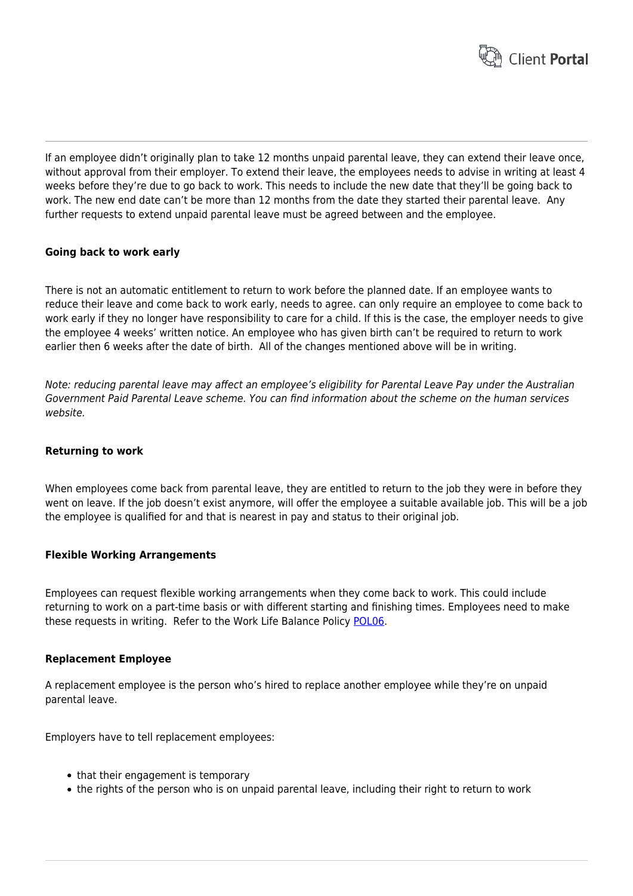If an employee didn't originally plan to take 12 months unpaid parental leave, they can extend their leave once, without approval from their employer. To extend their leave, the employees needs to advise in writing at least 4 weeks before they're due to go back to work. This needs to include the new date that they'll be going back to work. The new end date can't be more than 12 months from the date they started their parental leave. Any further requests to extend unpaid parental leave must be agreed between and the employee.

**Going back to work early**

There is not an automatic entitlement to return to work before the planned date. If an employee wants to reduce their leave and come back to work early, needs to agree. can only require an employee to come back to work early if they no longer have responsibility to care for a child. If this is the case, the employer needs to give the employee 4 weeks' written notice. An employee who has given birth can't be required to return to work earlier then 6 weeks after the date of birth. All of the changes mentioned above will be in writing.

*Note: reducing parental leave may affect an employee's eligibility for Parental Leave Pay under the Australian Government Paid Parental Leave scheme. You can find information about the scheme on the human services website.*

**Returning to work**

When employees come back from parental leave, they are entitled to return to the job they were in before they went on leave. If the job doesn't exist anymore, will offer the employee a suitable available job. This will be a job the employee is qualified for and that is nearest in pay and status to their original job.

**Flexible Working Arrangements**

Employees can request flexible working arrangements when they come back to work. This could include returning to work on a part-time basis or with different starting and finishing times. Employees need to make these requests in writing. Refer to the Work Life Balance Policy POL06.

**Replacement Employee**

A replacement employee is the person who's hired to replace another employee while they're on unpaid parental leave.

Employers have to tell replacement employees:

- that their engagement is temporary
- the rights of the person who is on unpaid parental leave, including their right to return to work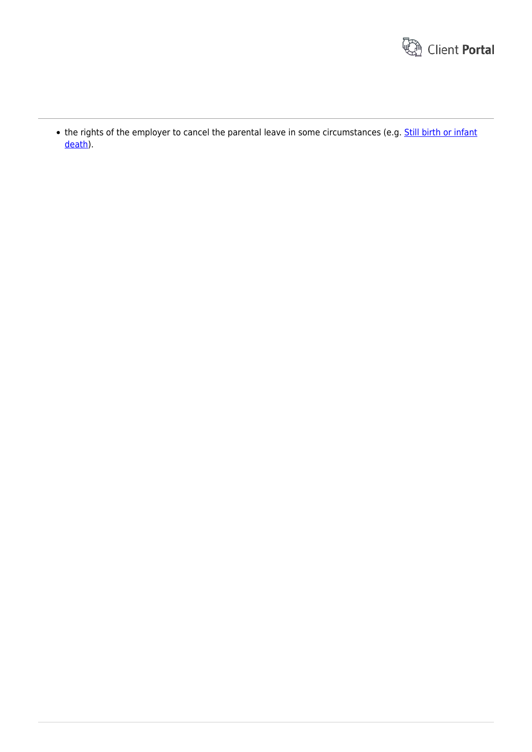- the rights of the employer to cancel the parental leave in some circumstances (e.g. [Still birth or infant death](#)).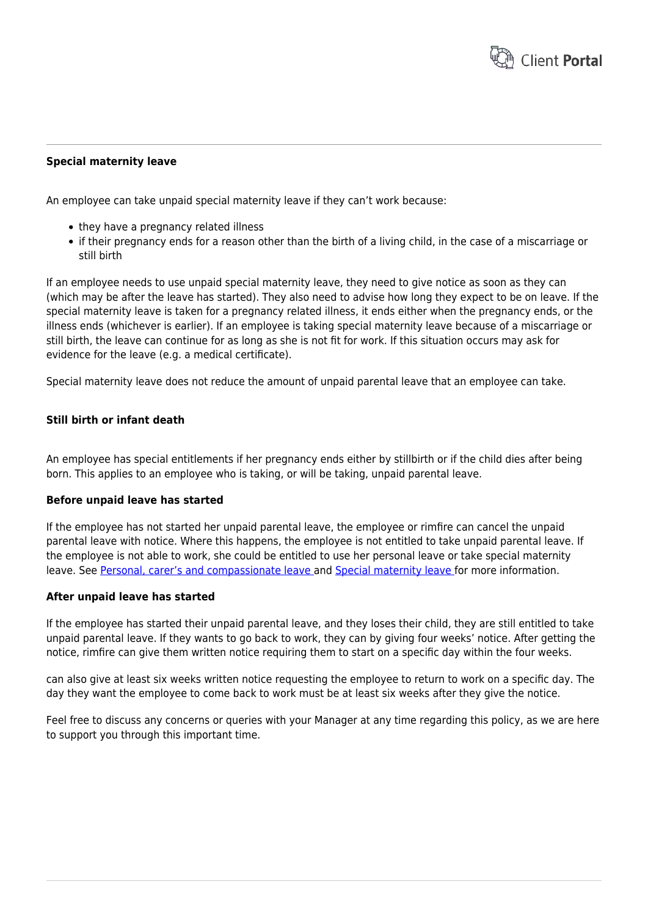**Special maternity leave**

An employee can take unpaid special maternity leave if they can't work because:

- they have a pregnancy related illness
- if their pregnancy ends for a reason other than the birth of a living child, in the case of a miscarriage or still birth

If an employee needs to use unpaid special maternity leave, they need to give notice as soon as they can (which may be after the leave has started). They also need to advise how long they expect to be on leave. If the special maternity leave is taken for a pregnancy related illness, it ends either when the pregnancy ends, or the illness ends (whichever is earlier). If an employee is taking special maternity leave because of a miscarriage or still birth, the leave can continue for as long as she is not fit for work. If this situation occurs may ask for evidence for the leave (e.g. a medical certificate).

Special maternity leave does not reduce the amount of unpaid parental leave that an employee can take.

**Still birth or infant death**

An employee has special entitlements if her pregnancy ends either by stillbirth or if the child dies after being born. This applies to an employee who is taking, or will be taking, unpaid parental leave.

**Before unpaid leave has started**

If the employee has not started her unpaid parental leave, the employee or rimfire can cancel the unpaid parental leave with notice. Where this happens, the employee is not entitled to take unpaid parental leave. If the employee is not able to work, she could be entitled to use her personal leave or take special maternity leave. See [Personal, carer's and compassionate leave ]() and [Special maternity leave ]() for more information.

**After unpaid leave has started**

If the employee has started their unpaid parental leave, and they loses their child, they are still entitled to take unpaid parental leave. If they wants to go back to work, they can by giving four weeks' notice. After getting the notice, rimfire can give them written notice requiring them to start on a specific day within the four weeks.

can also give at least six weeks written notice requesting the employee to return to work on a specific day. The day they want the employee to come back to work must be at least six weeks after they give the notice.

Feel free to discuss any concerns or queries with your Manager at any time regarding this policy, as we are here to support you through this important time.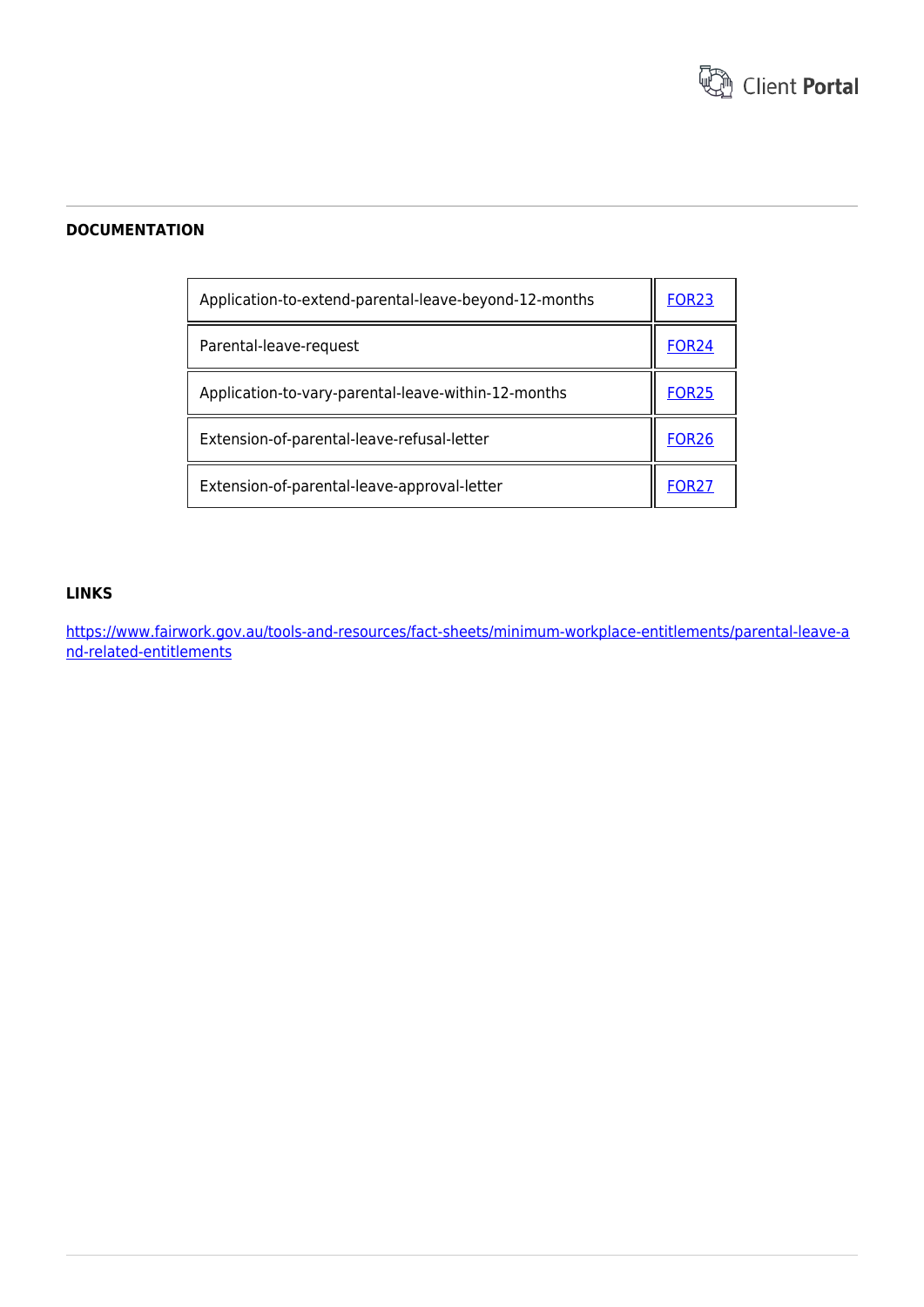## DOCUMENTATION

| | |
|---|---|
| Application-to-extend-parental-leave-beyond-12-months | FOR23 |
| Parental-leave-request | FOR24 |
| Application-to-vary-parental-leave-within-12-months | FOR25 |
| Extension-of-parental-leave-refusal-letter | FOR26 |
| Extension-of-parental-leave-approval-letter | FOR27 |

## LINKS

https://www.fairwork.gov.au/tools-and-resources/fact-sheets/minimum-workplace-entitlements/parental-leave-and-related-entitlements